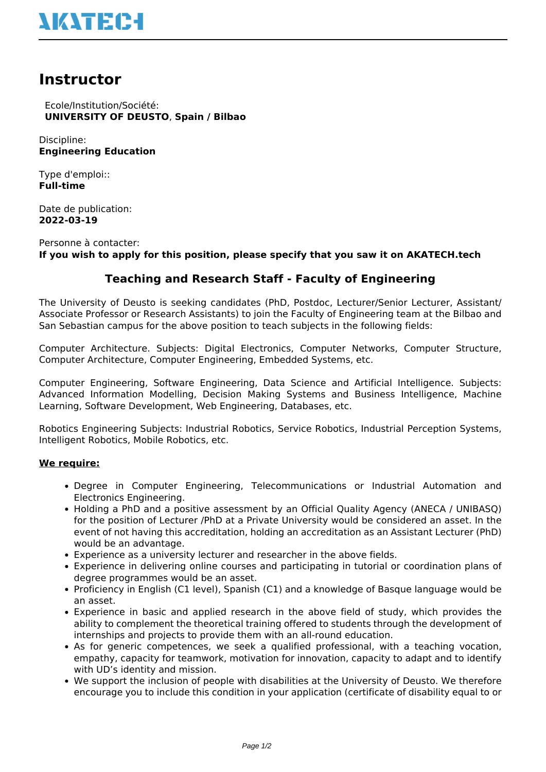AKATECH

# Instructor

Ecole/Institution/Société:
**UNIVERSITY OF DEUSTO**, **Spain / Bilbao**

Discipline:
**Engineering Education**

Type d'emploi::
**Full-time**

Date de publication:
**2022-03-19**

Personne à contacter:
**If you wish to apply for this position, please specify that you saw it on AKATECH.tech**

## Teaching and Research Staff - Faculty of Engineering

The University of Deusto is seeking candidates (PhD, Postdoc, Lecturer/Senior Lecturer, Assistant/ Associate Professor or Research Assistants) to join the Faculty of Engineering team at the Bilbao and San Sebastian campus for the above position to teach subjects in the following fields:

Computer Architecture. Subjects: Digital Electronics, Computer Networks, Computer Structure, Computer Architecture, Computer Engineering, Embedded Systems, etc.

Computer Engineering, Software Engineering, Data Science and Artificial Intelligence. Subjects: Advanced Information Modelling, Decision Making Systems and Business Intelligence, Machine Learning, Software Development, Web Engineering, Databases, etc.

Robotics Engineering Subjects: Industrial Robotics, Service Robotics, Industrial Perception Systems, Intelligent Robotics, Mobile Robotics, etc.

**We require:**

- Degree in Computer Engineering, Telecommunications or Industrial Automation and Electronics Engineering.
- Holding a PhD and a positive assessment by an Official Quality Agency (ANECA / UNIBASQ) for the position of Lecturer /PhD at a Private University would be considered an asset. In the event of not having this accreditation, holding an accreditation as an Assistant Lecturer (PhD) would be an advantage.
- Experience as a university lecturer and researcher in the above fields.
- Experience in delivering online courses and participating in tutorial or coordination plans of degree programmes would be an asset.
- Proficiency in English (C1 level), Spanish (C1) and a knowledge of Basque language would be an asset.
- Experience in basic and applied research in the above field of study, which provides the ability to complement the theoretical training offered to students through the development of internships and projects to provide them with an all-round education.
- As for generic competences, we seek a qualified professional, with a teaching vocation, empathy, capacity for teamwork, motivation for innovation, capacity to adapt and to identify with UD's identity and mission.
- We support the inclusion of people with disabilities at the University of Deusto. We therefore encourage you to include this condition in your application (certificate of disability equal to or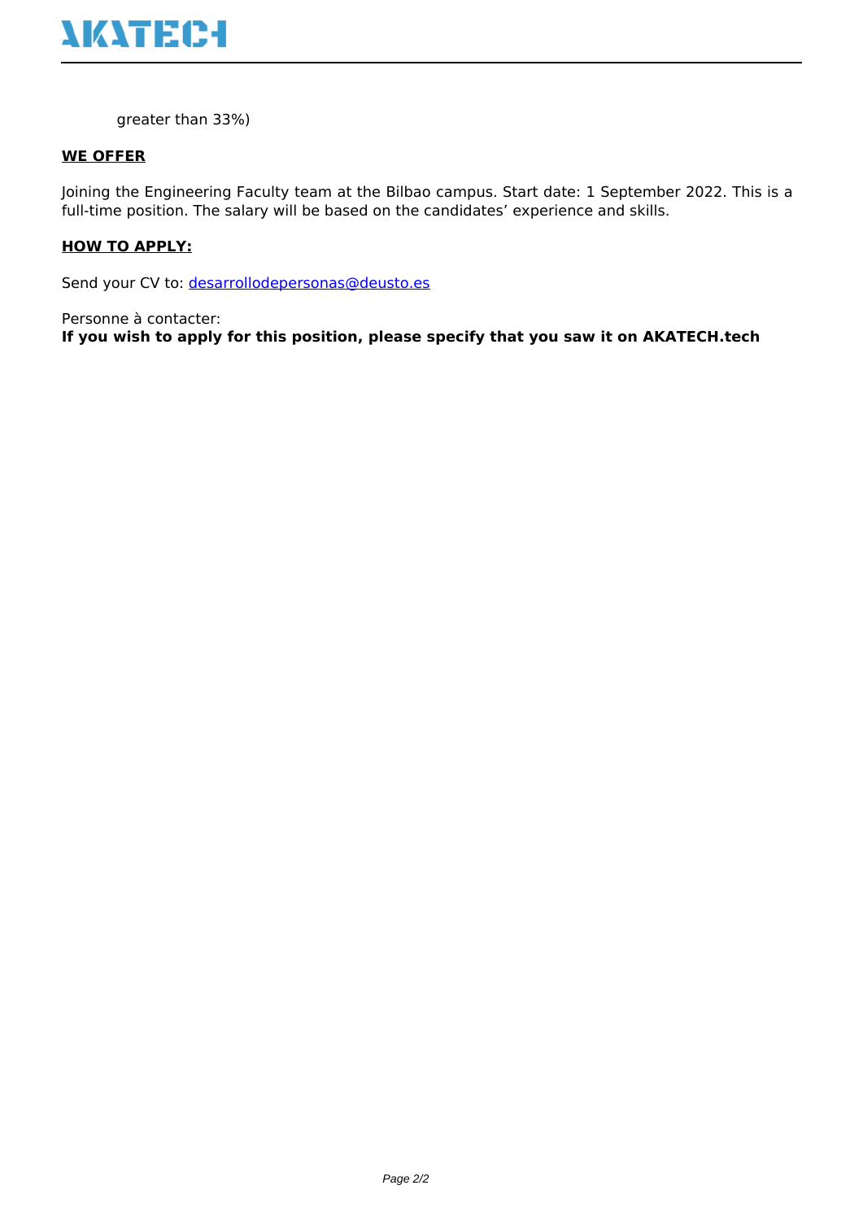greater than 33%)

**WE OFFER**

Joining the Engineering Faculty team at the Bilbao campus. Start date: 1 September 2022. This is a full-time position. The salary will be based on the candidates' experience and skills.

**HOW TO APPLY:**

Send your CV to: desarrollodepersonas@deusto.es

Personne à contacter:
**If you wish to apply for this position, please specify that you saw it on AKATECH.tech**